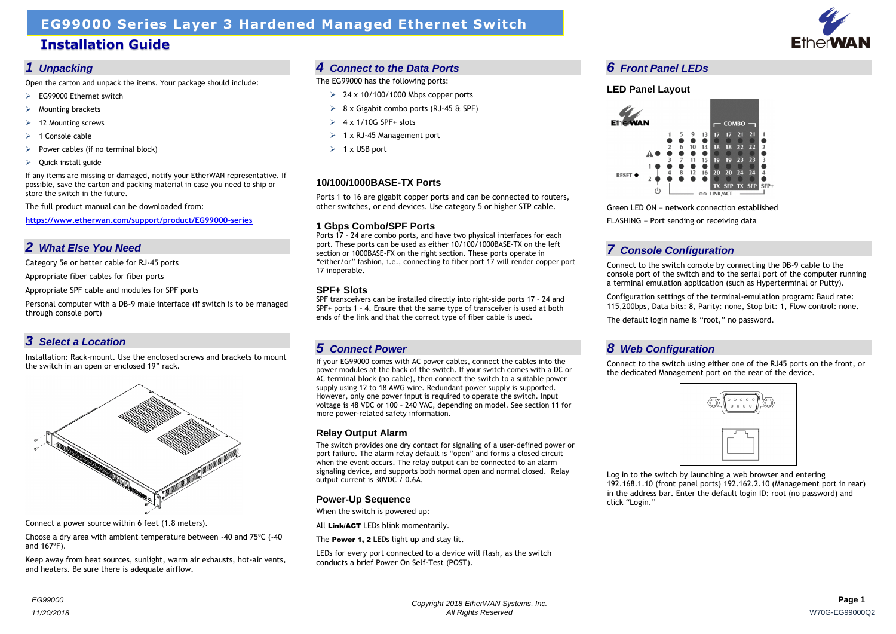# EG99000 Series Layer 3 Hardened Managed Ethernet Switch

## Installation Guide

## 1 Unpacking

Open the carton and unpack the items. Your package should include:

- EG99000 Ethernet switch
- Mounting brackets
- 12 Mounting screws
- 1 Console cable
- Power cables (if no terminal block)
- Quick install guide

If any items are missing or damaged, notify your EtherWAN representative. If possible, save the carton and packing material in case you need to ship or store the switch in the future.

The full product manual can be downloaded from:

https://www.etherwan.com/support/product/EG99000-series

## 2 What Else You Need

Category 5e or better cable for RJ-45 ports

Appropriate fiber cables for fiber ports

Appropriate SPF cable and modules for SPF ports

Personal computer with a DB-9 male interface (if switch is to be managed through console port)

## 3 Select a Location

Installation: Rack-mount. Use the enclosed screws and brackets to mount the switch in an open or enclosed 19" rack.

Connect a power source within 6 feet (1.8 meters).

Choose a dry area with ambient temperature between -40 and 75ºC (-40 and 167ºF).

Keep away from heat sources, sunlight, warm air exhausts, hot-air vents, and heaters. Be sure there is adequate airflow.

## 4 Connect to the Data Ports

The EG99000 has the following ports:

- 24 x 10/100/1000 Mbps copper ports
- 8 x Gigabit combo ports (RJ-45 & SPF)
- 4 x 1/10G SPF+ slots
- 1 x RJ-45 Management port
- 1 x USB port

### 10/100/1000BASE-TX Ports

Ports 1 to 16 are gigabit copper ports and can be connected to routers, other switches, or end devices. Use category 5 or higher STP cable.

### 1 Gbps Combo/SPF Ports

Ports 17 – 24 are combo ports, and have two physical interfaces for each port. These ports can be used as either 10/100/1000BASE-TX on the left section or 1000BASE-FX on the right section. These ports operate in "either/or" fashion, i.e., connecting to fiber port 17 will render copper port 17 inoperable.

### SPF+ Slots

SPF transceivers can be installed directly into right-side ports 17 – 24 and SPF+ ports 1 – 4. Ensure that the same type of transceiver is used at both ends of the link and that the correct type of fiber cable is used.

## 5 Connect Power

If your EG99000 comes with AC power cables, connect the cables into the power modules at the back of the switch. If your switch comes with a DC or AC terminal block (no cable), then connect the switch to a suitable power supply using 12 to 18 AWG wire. Redundant power supply is supported. However, only one power input is required to operate the switch. Input voltage is 48 VDC or 100 – 240 VAC, depending on model. See section 11 for more power-related safety information.

### Relay Output Alarm

The switch provides one dry contact for signaling of a user-defined power or port failure. The alarm relay default is "open" and forms a closed circuit when the event occurs. The relay output can be connected to an alarm signaling device, and supports both normal open and normal closed. Relay output current is 30VDC / 0.6A.

### Power-Up Sequence

When the switch is powered up:

All **Link/ACT** LEDs blink momentarily.

The **Power 1, 2** LEDs light up and stay lit.

LEDs for every port connected to a device will flash, as the switch conducts a brief Power On Self-Test (POST).

## 6 Front Panel LEDs

### LED Panel Layout

Green LED ON = network connection established

FLASHING = Port sending or receiving data

## 7 Console Configuration

Connect to the switch console by connecting the DB-9 cable to the console port of the switch and to the serial port of the computer running a terminal emulation application (such as Hyperterminal or Putty).

Configuration settings of the terminal-emulation program: Baud rate: 115,200bps, Data bits: 8, Parity: none, Stop bit: 1, Flow control: none.

The default login name is "root," no password.

## 8 Web Configuration

Connect to the switch using either one of the RJ45 ports on the front, or the dedicated Management port on the rear of the device.

Log in to the switch by launching a web browser and entering 192.168.1.10 (front panel ports) 192.162.2.10 (Management port in rear) in the address bar. Enter the default login ID: root (no password) and click "Login."

EG99000
11/20/2018

Copyright 2018 EtherWAN Systems, Inc.
All Rights Reserved

W70G-EG99000Q2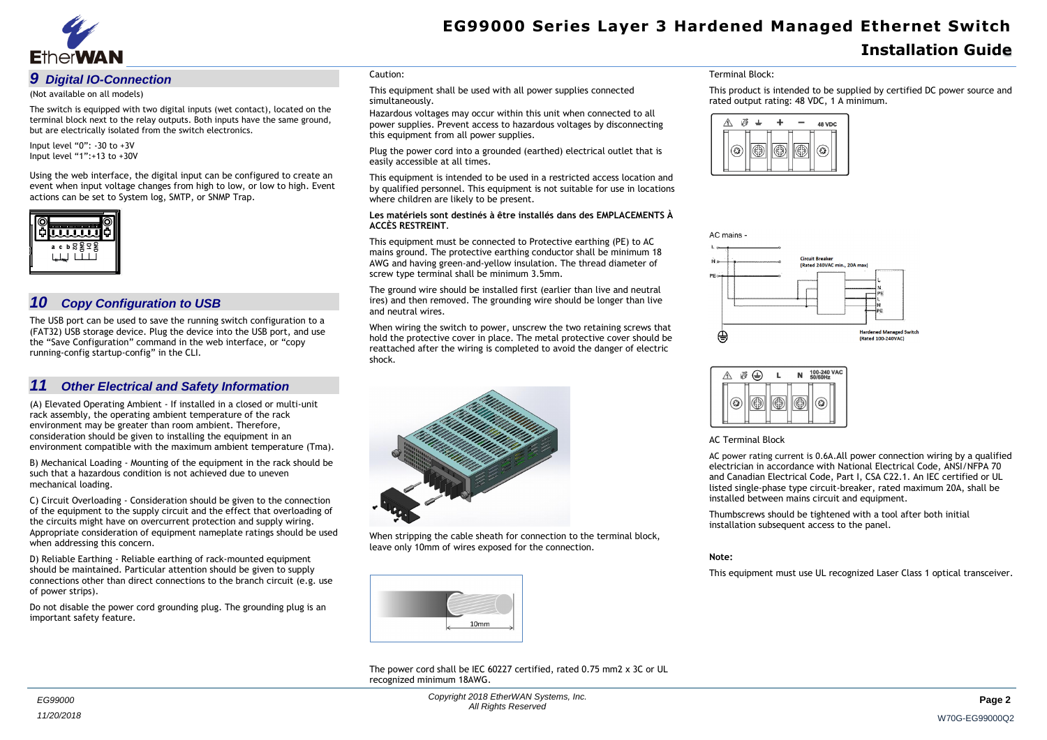## 9 Digital IO-Connection

(Not available on all models)

The switch is equipped with two digital inputs (wet contact), located on the terminal block next to the relay outputs. Both inputs have the same ground, but are electrically isolated from the switch electronics.

Input level “0”: -30 to +3V
Input level “1”:+13 to +30V

Using the web interface, the digital input can be configured to create an event when input voltage changes from high to low, or low to high. Event actions can be set to System log, SMTP, or SNMP Trap.

## 10 Copy Configuration to USB

The USB port can be used to save the running switch configuration to a (FAT32) USB storage device. Plug the device into the USB port, and use the “Save Configuration” command in the web interface, or “copy running-config startup-config” in the CLI.

## 11 Other Electrical and Safety Information

(A) Elevated Operating Ambient - If installed in a closed or multi-unit rack assembly, the operating ambient temperature of the rack environment may be greater than room ambient. Therefore, consideration should be given to installing the equipment in an environment compatible with the maximum ambient temperature (Tma).

B) Mechanical Loading - Mounting of the equipment in the rack should be such that a hazardous condition is not achieved due to uneven mechanical loading.

C) Circuit Overloading - Consideration should be given to the connection of the equipment to the supply circuit and the effect that overloading of the circuits might have on overcurrent protection and supply wiring. Appropriate consideration of equipment nameplate ratings should be used when addressing this concern.

D) Reliable Earthing - Reliable earthing of rack-mounted equipment should be maintained. Particular attention should be given to supply connections other than direct connections to the branch circuit (e.g. use of power strips).

Do not disable the power cord grounding plug. The grounding plug is an important safety feature.

Caution:

This equipment shall be used with all power supplies connected simultaneously.

Hazardous voltages may occur within this unit when connected to all power supplies. Prevent access to hazardous voltages by disconnecting this equipment from all power supplies.

Plug the power cord into a grounded (earthed) electrical outlet that is easily accessible at all times.

This equipment is intended to be used in a restricted access location and by qualified personnel. This equipment is not suitable for use in locations where children are likely to be present.

**Les matériels sont destinés à être installés dans des EMPLACEMENTS À ACCÈS RESTREINT**.

This equipment must be connected to Protective earthing (PE) to AC mains ground. The protective earthing conductor shall be minimum 18 AWG and having green-and-yellow insulation. The thread diameter of screw type terminal shall be minimum 3.5mm.

The ground wire should be installed first (earlier than live and neutral ires) and then removed. The grounding wire should be longer than live and neutral wires.

When wiring the switch to power, unscrew the two retaining screws that hold the protective cover in place. The metal protective cover should be reattached after the wiring is completed to avoid the danger of electric shock.

When stripping the cable sheath for connection to the terminal block, leave only 10mm of wires exposed for the connection.

10mm

The power cord shall be IEC 60227 certified, rated 0.75 mm2 x 3C or UL recognized minimum 18AWG.

Terminal Block:

This product is intended to be supplied by certified DC power source and rated output rating: 48 VDC, 1 A minimum.

48 VDC

AC mains -

Circuit Breaker
(Rated 240VAC min., 20A max)

Hardened Managed Switch
(Rated 100-240VAC)

100-240 VAC 50/60Hz

AC Terminal Block

AC power rating current is 0.6A.All power connection wiring by a qualified electrician in accordance with National Electrical Code, ANSI/NFPA 70 and Canadian Electrical Code, Part I, CSA C22.1. An IEC certified or UL listed single-phase type circuit-breaker, rated maximum 20A, shall be installed between mains circuit and equipment.

Thumbscrews should be tightened with a tool after both initial installation subsequent access to the panel.

**Note:**

This equipment must use UL recognized Laser Class 1 optical transceiver.